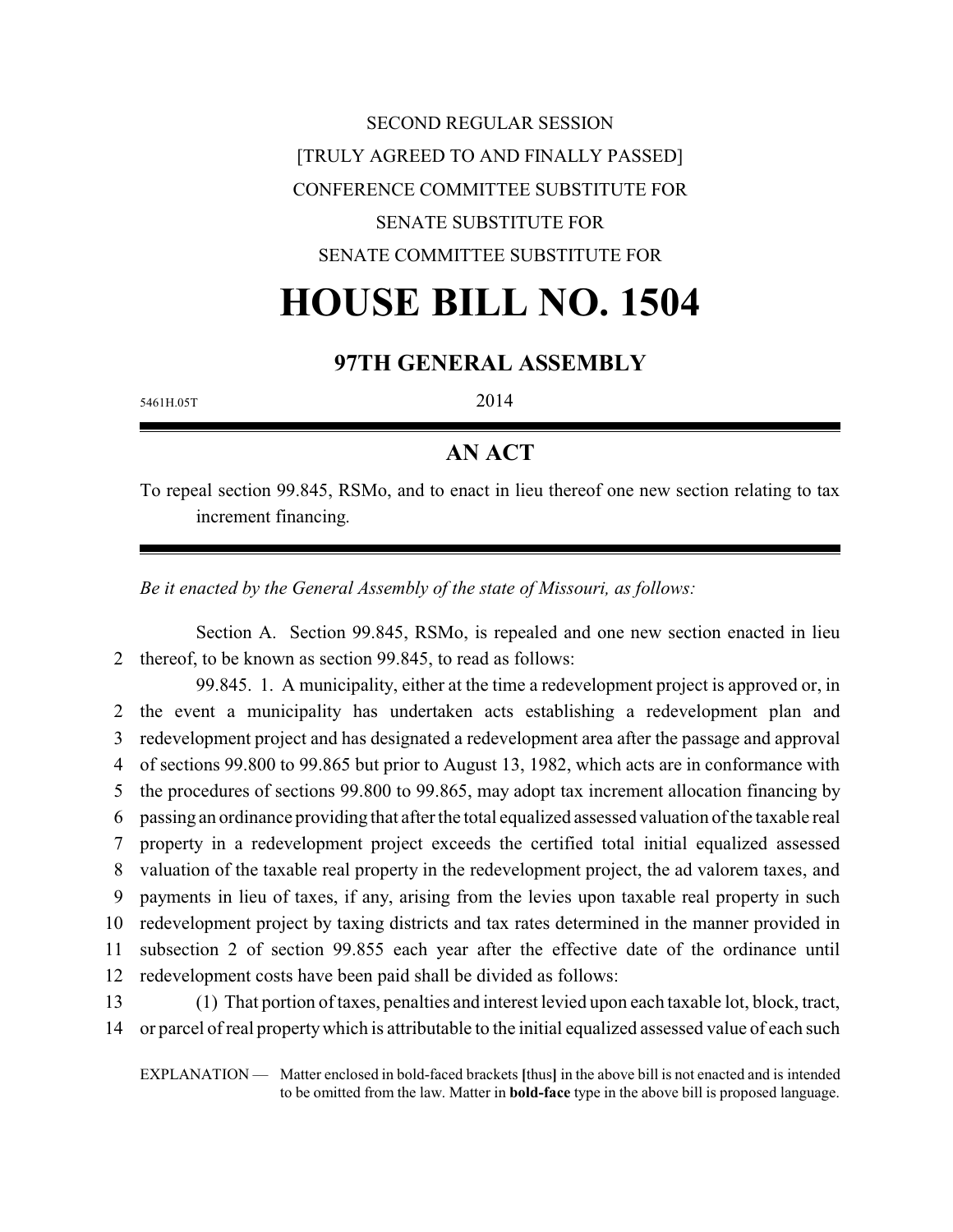SECOND REGULAR SESSION

[TRULY AGREED TO AND FINALLY PASSED]

CONFERENCE COMMITTEE SUBSTITUTE FOR

SENATE SUBSTITUTE FOR

SENATE COMMITTEE SUBSTITUTE FOR

# HOUSE BILL NO. 1504

## 97TH GENERAL ASSEMBLY

5461H.05T 2014

## AN ACT

To repeal section 99.845, RSMo, and to enact in lieu thereof one new section relating to tax increment financing.

*Be it enacted by the General Assembly of the state of Missouri, as follows:*

Section A. Section 99.845, RSMo, is repealed and one new section enacted in lieu
2 thereof, to be known as section 99.845, to read as follows:

99.845. 1. A municipality, either at the time a redevelopment project is approved or, in
2 the event a municipality has undertaken acts establishing a redevelopment plan and
3 redevelopment project and has designated a redevelopment area after the passage and approval
4 of sections 99.800 to 99.865 but prior to August 13, 1982, which acts are in conformance with
5 the procedures of sections 99.800 to 99.865, may adopt tax increment allocation financing by
6 passing an ordinance providing that after the total equalized assessed valuation of the taxable real
7 property in a redevelopment project exceeds the certified total initial equalized assessed
8 valuation of the taxable real property in the redevelopment project, the ad valorem taxes, and
9 payments in lieu of taxes, if any, arising from the levies upon taxable real property in such
10 redevelopment project by taxing districts and tax rates determined in the manner provided in
11 subsection 2 of section 99.855 each year after the effective date of the ordinance until
12 redevelopment costs have been paid shall be divided as follows:

13 (1) That portion of taxes, penalties and interest levied upon each taxable lot, block, tract,
14 or parcel of real property which is attributable to the initial equalized assessed value of each such

EXPLANATION — Matter enclosed in bold-faced brackets **[**thus**]** in the above bill is not enacted and is intended to be omitted from the law. Matter in **bold-face** type in the above bill is proposed language.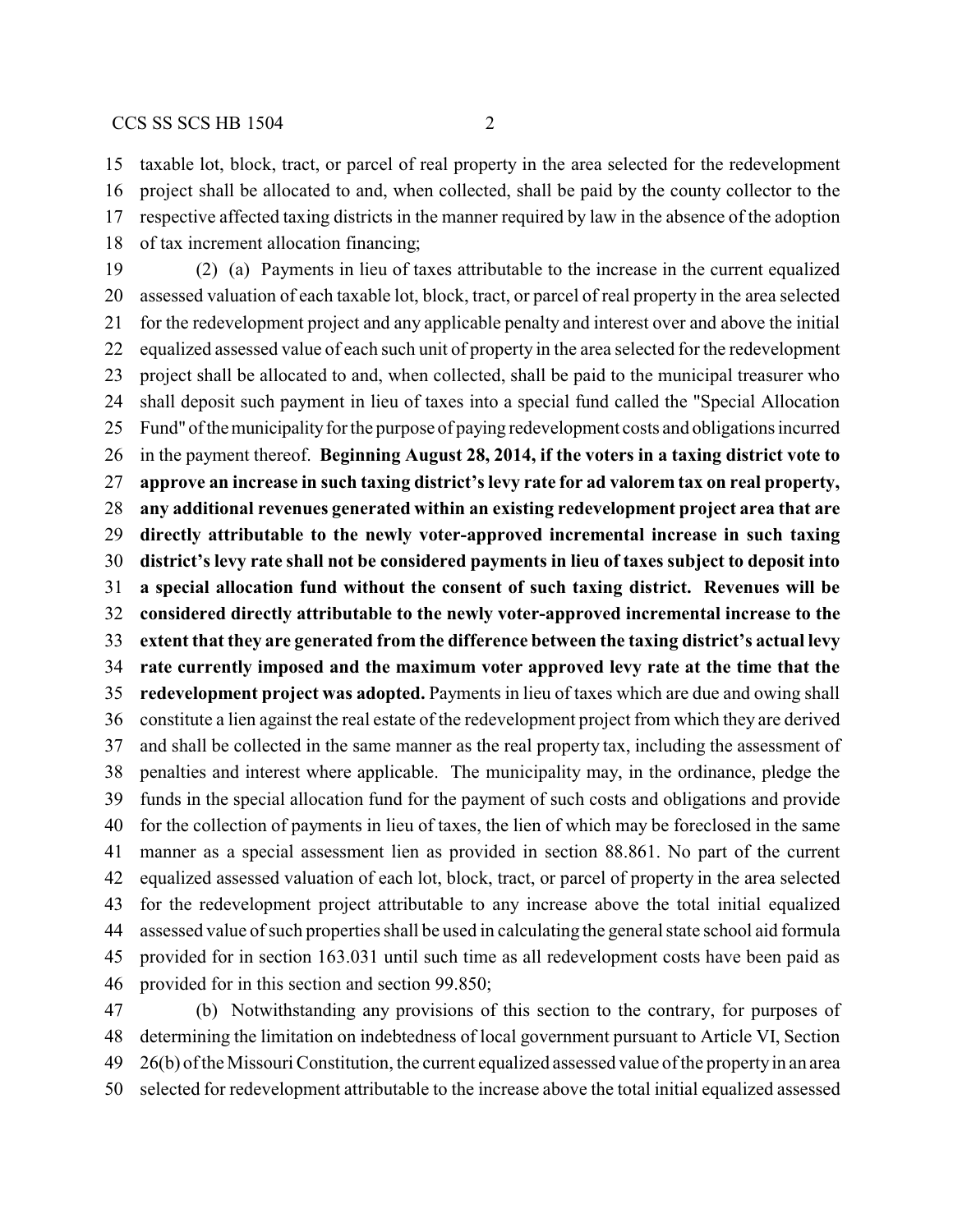taxable lot, block, tract, or parcel of real property in the area selected for the redevelopment project shall be allocated to and, when collected, shall be paid by the county collector to the respective affected taxing districts in the manner required by law in the absence of the adoption of tax increment allocation financing;

(2) (a) Payments in lieu of taxes attributable to the increase in the current equalized assessed valuation of each taxable lot, block, tract, or parcel of real property in the area selected for the redevelopment project and any applicable penalty and interest over and above the initial equalized assessed value of each such unit of property in the area selected for the redevelopment project shall be allocated to and, when collected, shall be paid to the municipal treasurer who shall deposit such payment in lieu of taxes into a special fund called the "Special Allocation Fund" of the municipality for the purpose of paying redevelopment costs and obligations incurred in the payment thereof. **Beginning August 28, 2014, if the voters in a taxing district vote to approve an increase in such taxing district's levy rate for ad valorem tax on real property, any additional revenues generated within an existing redevelopment project area that are directly attributable to the newly voter-approved incremental increase in such taxing district's levy rate shall not be considered payments in lieu of taxes subject to deposit into a special allocation fund without the consent of such taxing district. Revenues will be considered directly attributable to the newly voter-approved incremental increase to the extent that they are generated from the difference between the taxing district's actual levy rate currently imposed and the maximum voter approved levy rate at the time that the redevelopment project was adopted.** Payments in lieu of taxes which are due and owing shall constitute a lien against the real estate of the redevelopment project from which they are derived and shall be collected in the same manner as the real property tax, including the assessment of penalties and interest where applicable. The municipality may, in the ordinance, pledge the funds in the special allocation fund for the payment of such costs and obligations and provide for the collection of payments in lieu of taxes, the lien of which may be foreclosed in the same manner as a special assessment lien as provided in section 88.861. No part of the current equalized assessed valuation of each lot, block, tract, or parcel of property in the area selected for the redevelopment project attributable to any increase above the total initial equalized assessed value of such properties shall be used in calculating the general state school aid formula provided for in section 163.031 until such time as all redevelopment costs have been paid as provided for in this section and section 99.850;

(b) Notwithstanding any provisions of this section to the contrary, for purposes of determining the limitation on indebtedness of local government pursuant to Article VI, Section 26(b) of the Missouri Constitution, the current equalized assessed value of the property in an area selected for redevelopment attributable to the increase above the total initial equalized assessed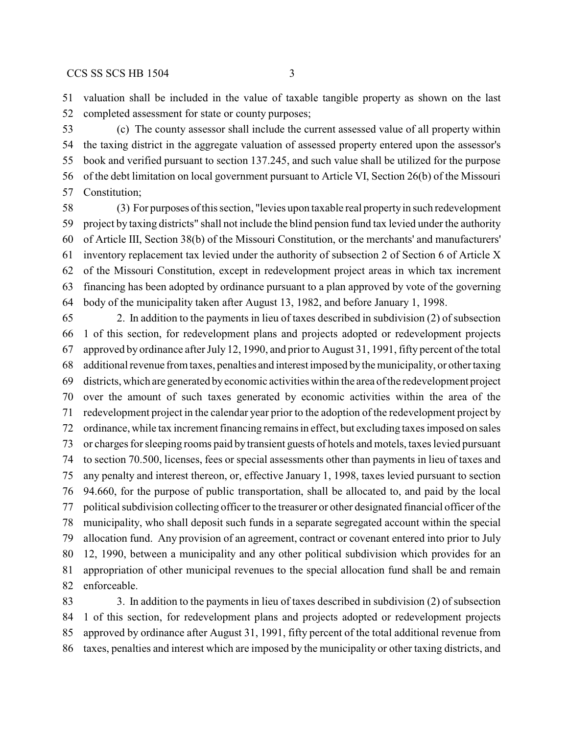valuation shall be included in the value of taxable tangible property as shown on the last completed assessment for state or county purposes;

(c) The county assessor shall include the current assessed value of all property within the taxing district in the aggregate valuation of assessed property entered upon the assessor's book and verified pursuant to section 137.245, and such value shall be utilized for the purpose of the debt limitation on local government pursuant to Article VI, Section 26(b) of the Missouri Constitution;

(3) For purposes of this section, "levies upon taxable real property in such redevelopment project by taxing districts" shall not include the blind pension fund tax levied under the authority of Article III, Section 38(b) of the Missouri Constitution, or the merchants' and manufacturers' inventory replacement tax levied under the authority of subsection 2 of Section 6 of Article X of the Missouri Constitution, except in redevelopment project areas in which tax increment financing has been adopted by ordinance pursuant to a plan approved by vote of the governing body of the municipality taken after August 13, 1982, and before January 1, 1998.

2. In addition to the payments in lieu of taxes described in subdivision (2) of subsection 1 of this section, for redevelopment plans and projects adopted or redevelopment projects approved by ordinance after July 12, 1990, and prior to August 31, 1991, fifty percent of the total additional revenue from taxes, penalties and interest imposed by the municipality, or other taxing districts, which are generated by economic activities within the area of the redevelopment project over the amount of such taxes generated by economic activities within the area of the redevelopment project in the calendar year prior to the adoption of the redevelopment project by ordinance, while tax increment financing remains in effect, but excluding taxes imposed on sales or charges for sleeping rooms paid by transient guests of hotels and motels, taxes levied pursuant to section 70.500, licenses, fees or special assessments other than payments in lieu of taxes and any penalty and interest thereon, or, effective January 1, 1998, taxes levied pursuant to section 94.660, for the purpose of public transportation, shall be allocated to, and paid by the local political subdivision collecting officer to the treasurer or other designated financial officer of the municipality, who shall deposit such funds in a separate segregated account within the special allocation fund. Any provision of an agreement, contract or covenant entered into prior to July 12, 1990, between a municipality and any other political subdivision which provides for an appropriation of other municipal revenues to the special allocation fund shall be and remain enforceable.

3. In addition to the payments in lieu of taxes described in subdivision (2) of subsection 1 of this section, for redevelopment plans and projects adopted or redevelopment projects approved by ordinance after August 31, 1991, fifty percent of the total additional revenue from taxes, penalties and interest which are imposed by the municipality or other taxing districts, and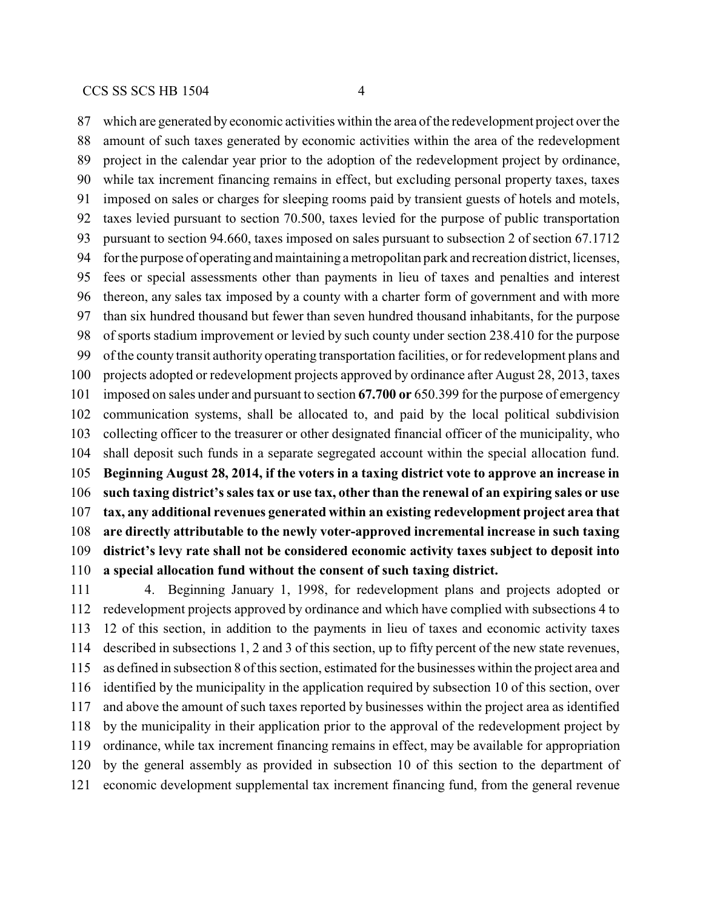which are generated by economic activities within the area of the redevelopment project over the amount of such taxes generated by economic activities within the area of the redevelopment project in the calendar year prior to the adoption of the redevelopment project by ordinance, while tax increment financing remains in effect, but excluding personal property taxes, taxes imposed on sales or charges for sleeping rooms paid by transient guests of hotels and motels, taxes levied pursuant to section 70.500, taxes levied for the purpose of public transportation pursuant to section 94.660, taxes imposed on sales pursuant to subsection 2 of section 67.1712 for the purpose of operating and maintaining a metropolitan park and recreation district, licenses, fees or special assessments other than payments in lieu of taxes and penalties and interest thereon, any sales tax imposed by a county with a charter form of government and with more than six hundred thousand but fewer than seven hundred thousand inhabitants, for the purpose of sports stadium improvement or levied by such county under section 238.410 for the purpose of the county transit authority operating transportation facilities, or for redevelopment plans and projects adopted or redevelopment projects approved by ordinance after August 28, 2013, taxes imposed on sales under and pursuant to section **67.700 or** 650.399 for the purpose of emergency communication systems, shall be allocated to, and paid by the local political subdivision collecting officer to the treasurer or other designated financial officer of the municipality, who shall deposit such funds in a separate segregated account within the special allocation fund. **Beginning August 28, 2014, if the voters in a taxing district vote to approve an increase in such taxing district's sales tax or use tax, other than the renewal of an expiring sales or use tax, any additional revenues generated within an existing redevelopment project area that are directly attributable to the newly voter-approved incremental increase in such taxing district's levy rate shall not be considered economic activity taxes subject to deposit into a special allocation fund without the consent of such taxing district.**

4. Beginning January 1, 1998, for redevelopment plans and projects adopted or redevelopment projects approved by ordinance and which have complied with subsections 4 to 12 of this section, in addition to the payments in lieu of taxes and economic activity taxes described in subsections 1, 2 and 3 of this section, up to fifty percent of the new state revenues, as defined in subsection 8 of this section, estimated for the businesses within the project area and identified by the municipality in the application required by subsection 10 of this section, over and above the amount of such taxes reported by businesses within the project area as identified by the municipality in their application prior to the approval of the redevelopment project by ordinance, while tax increment financing remains in effect, may be available for appropriation by the general assembly as provided in subsection 10 of this section to the department of economic development supplemental tax increment financing fund, from the general revenue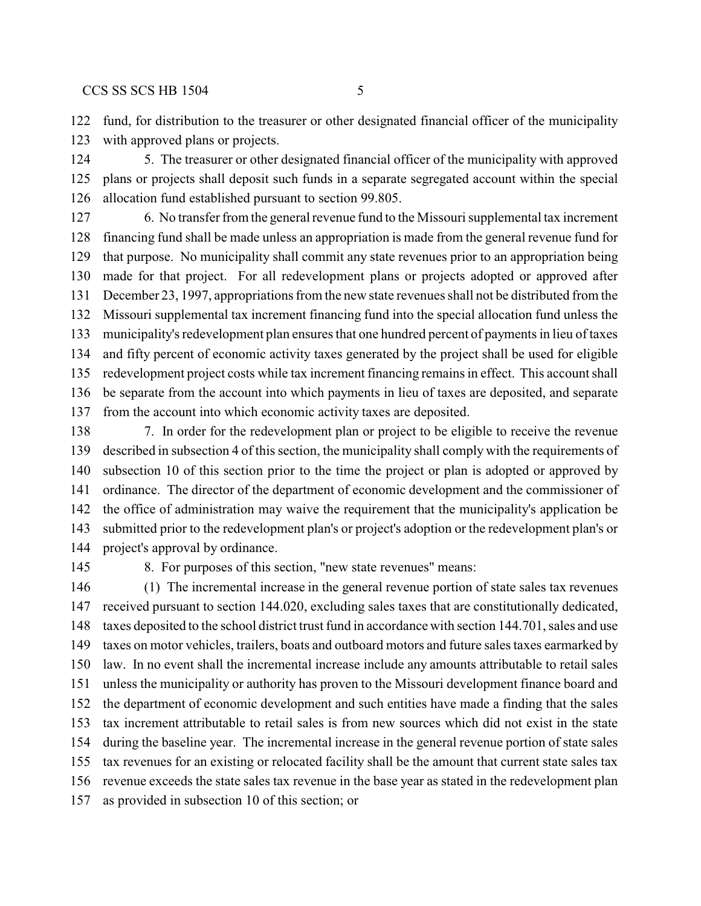fund, for distribution to the treasurer or other designated financial officer of the municipality with approved plans or projects.

5. The treasurer or other designated financial officer of the municipality with approved plans or projects shall deposit such funds in a separate segregated account within the special allocation fund established pursuant to section 99.805.

6. No transfer from the general revenue fund to the Missouri supplemental tax increment financing fund shall be made unless an appropriation is made from the general revenue fund for that purpose. No municipality shall commit any state revenues prior to an appropriation being made for that project. For all redevelopment plans or projects adopted or approved after December 23, 1997, appropriations from the new state revenues shall not be distributed from the Missouri supplemental tax increment financing fund into the special allocation fund unless the municipality's redevelopment plan ensures that one hundred percent of payments in lieu of taxes and fifty percent of economic activity taxes generated by the project shall be used for eligible redevelopment project costs while tax increment financing remains in effect. This account shall be separate from the account into which payments in lieu of taxes are deposited, and separate from the account into which economic activity taxes are deposited.

7. In order for the redevelopment plan or project to be eligible to receive the revenue described in subsection 4 of this section, the municipality shall comply with the requirements of subsection 10 of this section prior to the time the project or plan is adopted or approved by ordinance. The director of the department of economic development and the commissioner of the office of administration may waive the requirement that the municipality's application be submitted prior to the redevelopment plan's or project's adoption or the redevelopment plan's or project's approval by ordinance.

8. For purposes of this section, "new state revenues" means:

(1) The incremental increase in the general revenue portion of state sales tax revenues received pursuant to section 144.020, excluding sales taxes that are constitutionally dedicated, taxes deposited to the school district trust fund in accordance with section 144.701, sales and use taxes on motor vehicles, trailers, boats and outboard motors and future sales taxes earmarked by law. In no event shall the incremental increase include any amounts attributable to retail sales unless the municipality or authority has proven to the Missouri development finance board and the department of economic development and such entities have made a finding that the sales tax increment attributable to retail sales is from new sources which did not exist in the state during the baseline year. The incremental increase in the general revenue portion of state sales tax revenues for an existing or relocated facility shall be the amount that current state sales tax revenue exceeds the state sales tax revenue in the base year as stated in the redevelopment plan as provided in subsection 10 of this section; or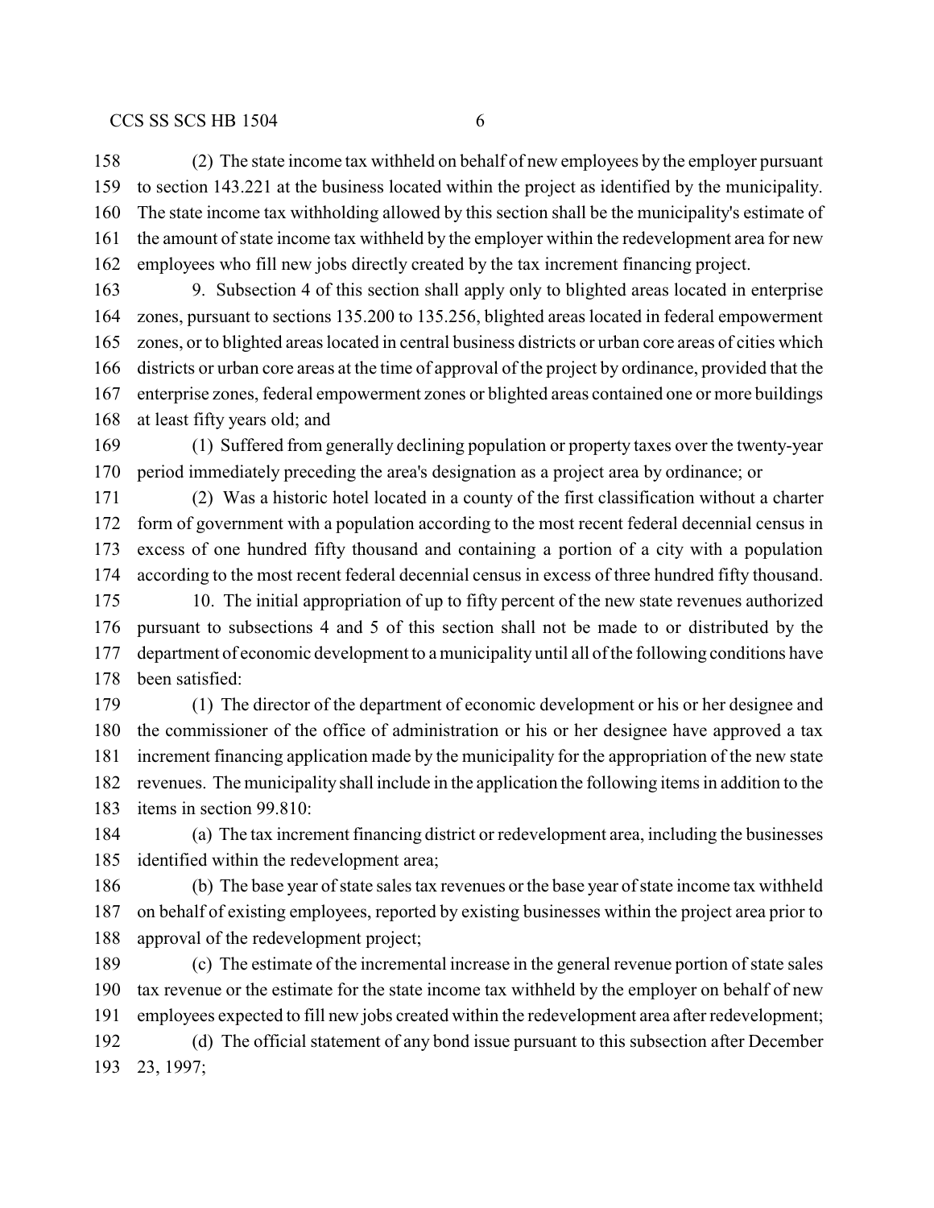(2) The state income tax withheld on behalf of new employees by the employer pursuant to section 143.221 at the business located within the project as identified by the municipality. The state income tax withholding allowed by this section shall be the municipality's estimate of the amount of state income tax withheld by the employer within the redevelopment area for new employees who fill new jobs directly created by the tax increment financing project.

9. Subsection 4 of this section shall apply only to blighted areas located in enterprise zones, pursuant to sections 135.200 to 135.256, blighted areas located in federal empowerment zones, or to blighted areas located in central business districts or urban core areas of cities which districts or urban core areas at the time of approval of the project by ordinance, provided that the enterprise zones, federal empowerment zones or blighted areas contained one or more buildings at least fifty years old; and

(1) Suffered from generally declining population or property taxes over the twenty-year period immediately preceding the area's designation as a project area by ordinance; or

(2) Was a historic hotel located in a county of the first classification without a charter form of government with a population according to the most recent federal decennial census in excess of one hundred fifty thousand and containing a portion of a city with a population according to the most recent federal decennial census in excess of three hundred fifty thousand.

10. The initial appropriation of up to fifty percent of the new state revenues authorized pursuant to subsections 4 and 5 of this section shall not be made to or distributed by the department of economic development to a municipality until all of the following conditions have been satisfied:

(1) The director of the department of economic development or his or her designee and the commissioner of the office of administration or his or her designee have approved a tax increment financing application made by the municipality for the appropriation of the new state revenues. The municipality shall include in the application the following items in addition to the items in section 99.810:

(a) The tax increment financing district or redevelopment area, including the businesses identified within the redevelopment area;

(b) The base year of state sales tax revenues or the base year of state income tax withheld on behalf of existing employees, reported by existing businesses within the project area prior to approval of the redevelopment project;

(c) The estimate of the incremental increase in the general revenue portion of state sales tax revenue or the estimate for the state income tax withheld by the employer on behalf of new employees expected to fill new jobs created within the redevelopment area after redevelopment;

(d) The official statement of any bond issue pursuant to this subsection after December 23, 1997;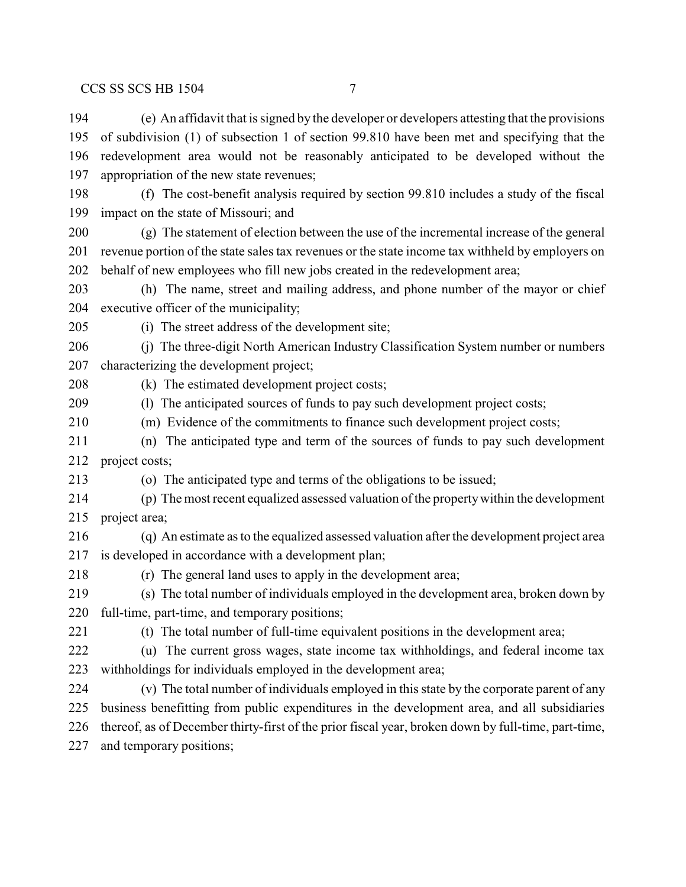(e) An affidavit that is signed by the developer or developers attesting that the provisions of subdivision (1) of subsection 1 of section 99.810 have been met and specifying that the redevelopment area would not be reasonably anticipated to be developed without the appropriation of the new state revenues;

(f) The cost-benefit analysis required by section 99.810 includes a study of the fiscal impact on the state of Missouri; and

(g) The statement of election between the use of the incremental increase of the general revenue portion of the state sales tax revenues or the state income tax withheld by employers on behalf of new employees who fill new jobs created in the redevelopment area;

(h) The name, street and mailing address, and phone number of the mayor or chief executive officer of the municipality;

(i) The street address of the development site;

(j) The three-digit North American Industry Classification System number or numbers characterizing the development project;

(k) The estimated development project costs;

(l) The anticipated sources of funds to pay such development project costs;

(m) Evidence of the commitments to finance such development project costs;

(n) The anticipated type and term of the sources of funds to pay such development project costs;

(o) The anticipated type and terms of the obligations to be issued;

(p) The most recent equalized assessed valuation of the property within the development project area;

(q) An estimate as to the equalized assessed valuation after the development project area is developed in accordance with a development plan;

(r) The general land uses to apply in the development area;

(s) The total number of individuals employed in the development area, broken down by full-time, part-time, and temporary positions;

(t) The total number of full-time equivalent positions in the development area;

(u) The current gross wages, state income tax withholdings, and federal income tax withholdings for individuals employed in the development area;

(v) The total number of individuals employed in this state by the corporate parent of any business benefitting from public expenditures in the development area, and all subsidiaries thereof, as of December thirty-first of the prior fiscal year, broken down by full-time, part-time, and temporary positions;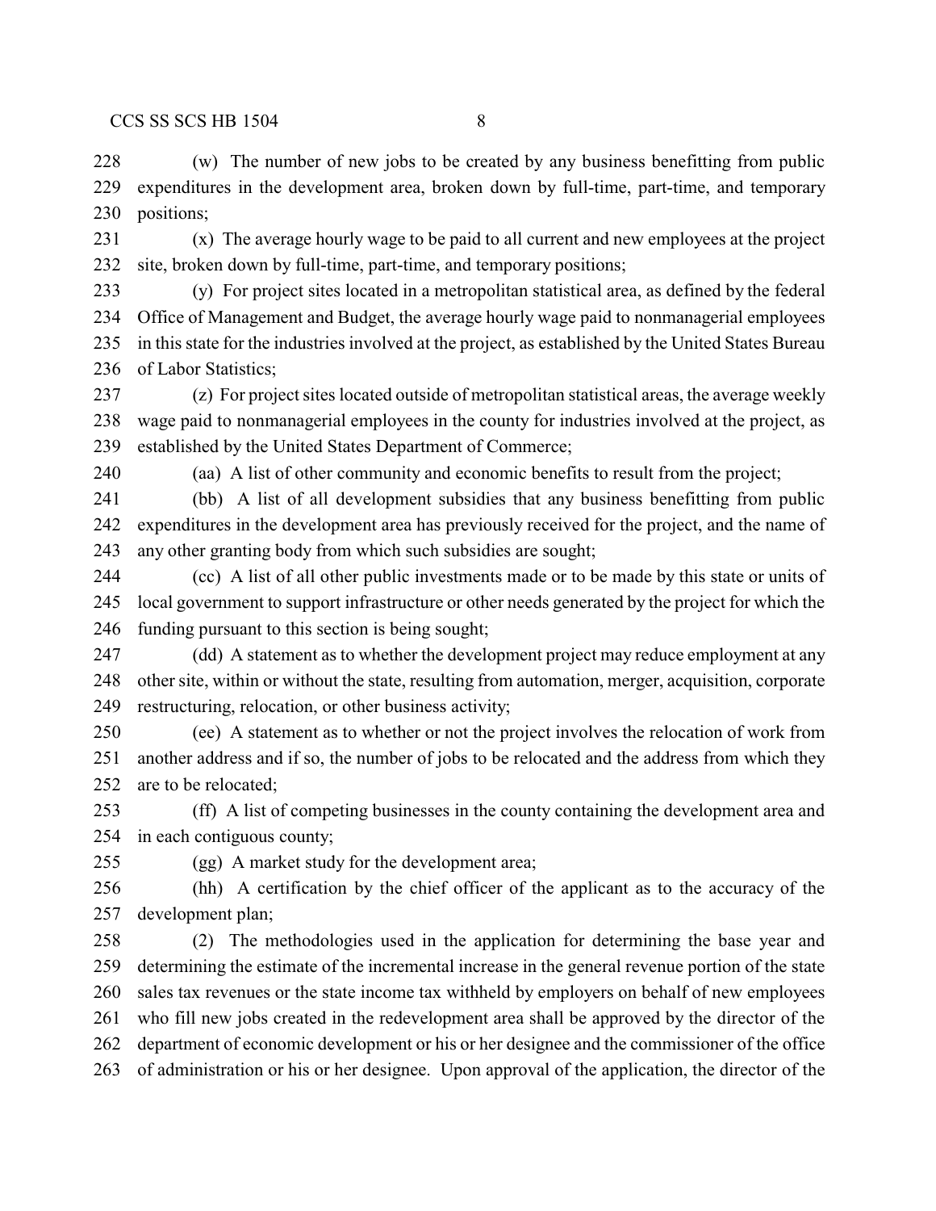(w) The number of new jobs to be created by any business benefitting from public expenditures in the development area, broken down by full-time, part-time, and temporary positions;

(x) The average hourly wage to be paid to all current and new employees at the project site, broken down by full-time, part-time, and temporary positions;

(y) For project sites located in a metropolitan statistical area, as defined by the federal Office of Management and Budget, the average hourly wage paid to nonmanagerial employees in this state for the industries involved at the project, as established by the United States Bureau of Labor Statistics;

(z) For project sites located outside of metropolitan statistical areas, the average weekly wage paid to nonmanagerial employees in the county for industries involved at the project, as established by the United States Department of Commerce;

(aa) A list of other community and economic benefits to result from the project;

(bb) A list of all development subsidies that any business benefitting from public expenditures in the development area has previously received for the project, and the name of any other granting body from which such subsidies are sought;

(cc) A list of all other public investments made or to be made by this state or units of local government to support infrastructure or other needs generated by the project for which the funding pursuant to this section is being sought;

(dd) A statement as to whether the development project may reduce employment at any other site, within or without the state, resulting from automation, merger, acquisition, corporate restructuring, relocation, or other business activity;

(ee) A statement as to whether or not the project involves the relocation of work from another address and if so, the number of jobs to be relocated and the address from which they are to be relocated;

(ff) A list of competing businesses in the county containing the development area and in each contiguous county;

(gg) A market study for the development area;

(hh) A certification by the chief officer of the applicant as to the accuracy of the development plan;

(2) The methodologies used in the application for determining the base year and determining the estimate of the incremental increase in the general revenue portion of the state sales tax revenues or the state income tax withheld by employers on behalf of new employees who fill new jobs created in the redevelopment area shall be approved by the director of the department of economic development or his or her designee and the commissioner of the office of administration or his or her designee. Upon approval of the application, the director of the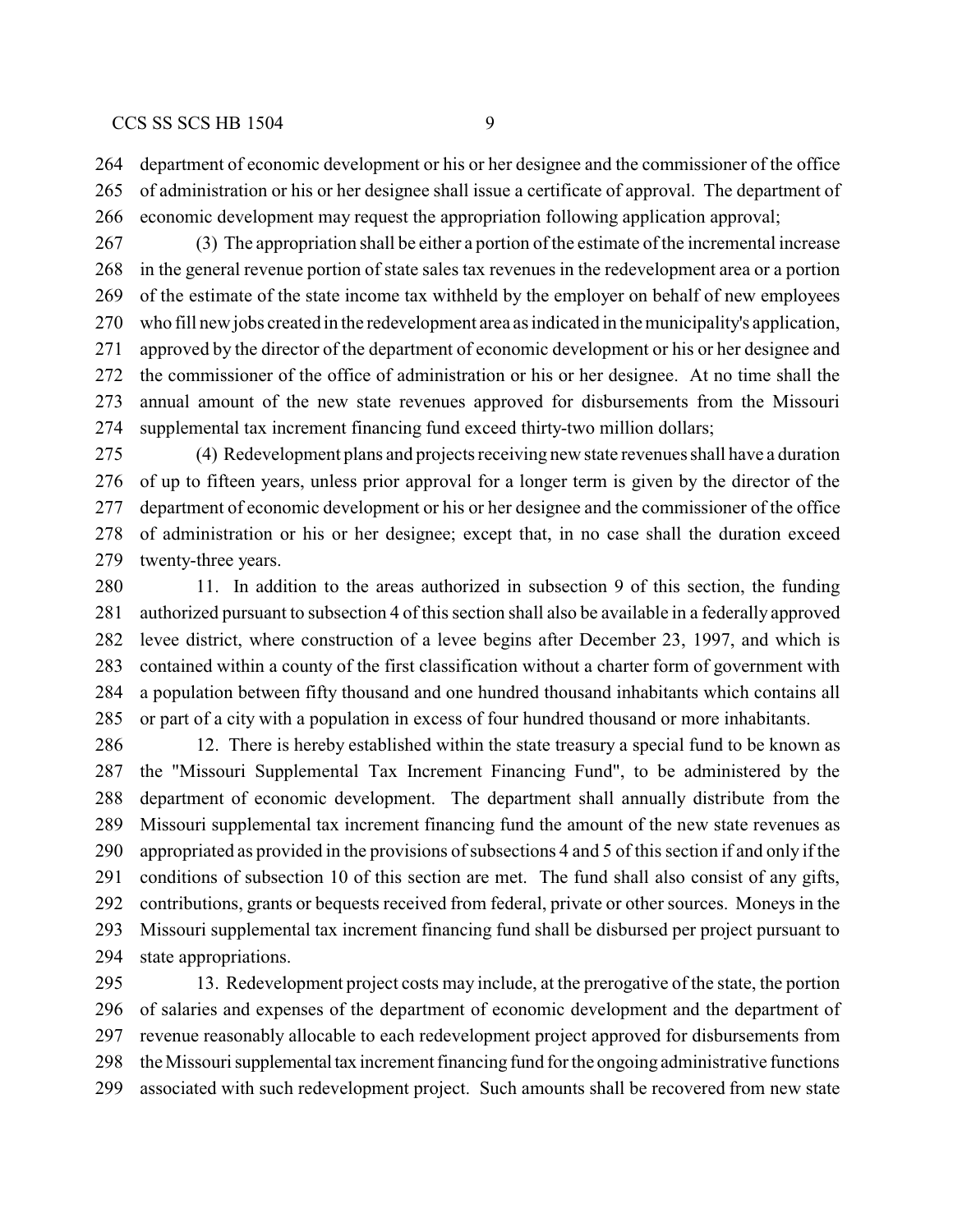department of economic development or his or her designee and the commissioner of the office of administration or his or her designee shall issue a certificate of approval. The department of economic development may request the appropriation following application approval;

(3) The appropriation shall be either a portion of the estimate of the incremental increase in the general revenue portion of state sales tax revenues in the redevelopment area or a portion of the estimate of the state income tax withheld by the employer on behalf of new employees who fill new jobs created in the redevelopment area as indicated in the municipality's application, approved by the director of the department of economic development or his or her designee and the commissioner of the office of administration or his or her designee. At no time shall the annual amount of the new state revenues approved for disbursements from the Missouri supplemental tax increment financing fund exceed thirty-two million dollars;

(4) Redevelopment plans and projects receiving new state revenues shall have a duration of up to fifteen years, unless prior approval for a longer term is given by the director of the department of economic development or his or her designee and the commissioner of the office of administration or his or her designee; except that, in no case shall the duration exceed twenty-three years.

11. In addition to the areas authorized in subsection 9 of this section, the funding authorized pursuant to subsection 4 of this section shall also be available in a federally approved levee district, where construction of a levee begins after December 23, 1997, and which is contained within a county of the first classification without a charter form of government with a population between fifty thousand and one hundred thousand inhabitants which contains all or part of a city with a population in excess of four hundred thousand or more inhabitants.

12. There is hereby established within the state treasury a special fund to be known as the "Missouri Supplemental Tax Increment Financing Fund", to be administered by the department of economic development. The department shall annually distribute from the Missouri supplemental tax increment financing fund the amount of the new state revenues as appropriated as provided in the provisions of subsections 4 and 5 of this section if and only if the conditions of subsection 10 of this section are met. The fund shall also consist of any gifts, contributions, grants or bequests received from federal, private or other sources. Moneys in the Missouri supplemental tax increment financing fund shall be disbursed per project pursuant to state appropriations.

13. Redevelopment project costs may include, at the prerogative of the state, the portion of salaries and expenses of the department of economic development and the department of revenue reasonably allocable to each redevelopment project approved for disbursements from the Missouri supplemental tax increment financing fund for the ongoing administrative functions associated with such redevelopment project. Such amounts shall be recovered from new state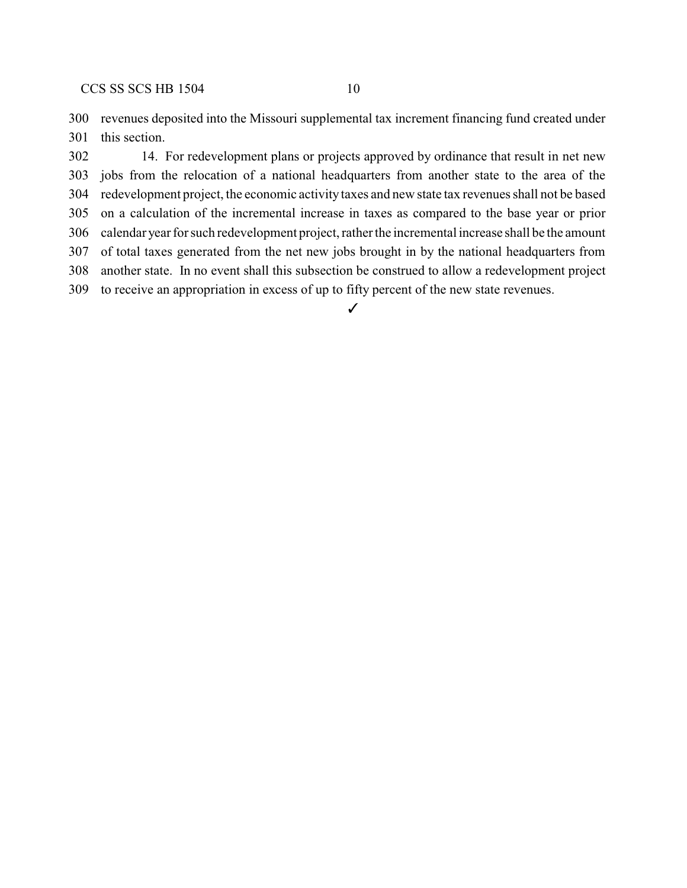revenues deposited into the Missouri supplemental tax increment financing fund created under this section.

14. For redevelopment plans or projects approved by ordinance that result in net new jobs from the relocation of a national headquarters from another state to the area of the redevelopment project, the economic activity taxes and new state tax revenues shall not be based on a calculation of the incremental increase in taxes as compared to the base year or prior calendar year for such redevelopment project, rather the incremental increase shall be the amount of total taxes generated from the net new jobs brought in by the national headquarters from another state. In no event shall this subsection be construed to allow a redevelopment project to receive an appropriation in excess of up to fifty percent of the new state revenues.

✓